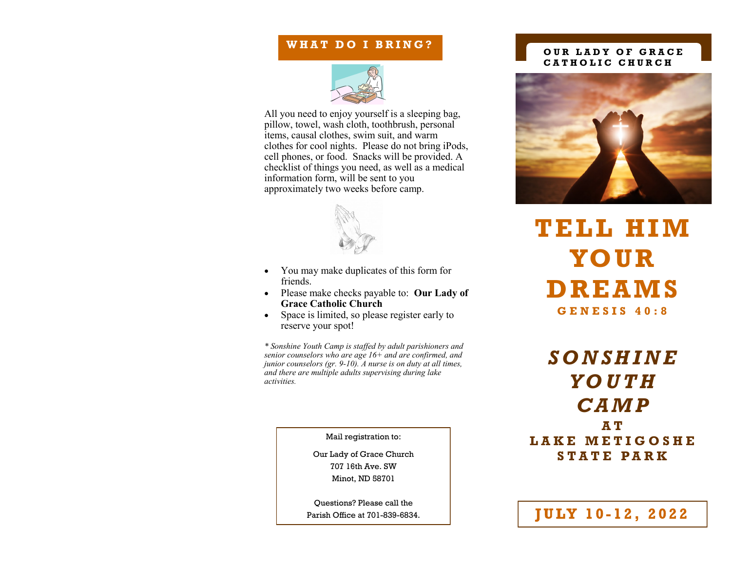## WHAT DO I BRING?

All you need to enjoy yourself is a sleeping bag, pillow, towel, wash cloth, toothbrush, personal items, causal clothes, swim suit, and warm clothes for cool nights. Please do not bring iPods, cell phones, or food. Snacks will be provided. A checklist of things you need, as well as a medical information form, will be sent to you approximately two weeks before camp.

- You may make duplicates of this form for friends.
- Please make checks payable to: **Our Lady of Grace Catholic Church**
- Space is limited, so please register early to reserve your spot!

*\* Sonshine Youth Camp is staffed by adult parishioners and senior counselors who are age 16+ and are confirmed, and junior counselors (gr. 9-10). A nurse is on duty at all times, and there are multiple adults supervising during lake activities.*

Mail registration to:

Our Lady of Grace Church
707 16th Ave. SW
Minot, ND 58701

Questions? Please call the Parish Office at 701-839-6834.

**OUR LADY OF GRACE CATHOLIC CHURCH**

# TELL HIM YOUR DREAMS

**GENESIS 40:8**

## *SONSHINE YOUTH CAMP*

**AT LAKE METIGOSHE STATE PARK**

**JULY 10-12, 2022**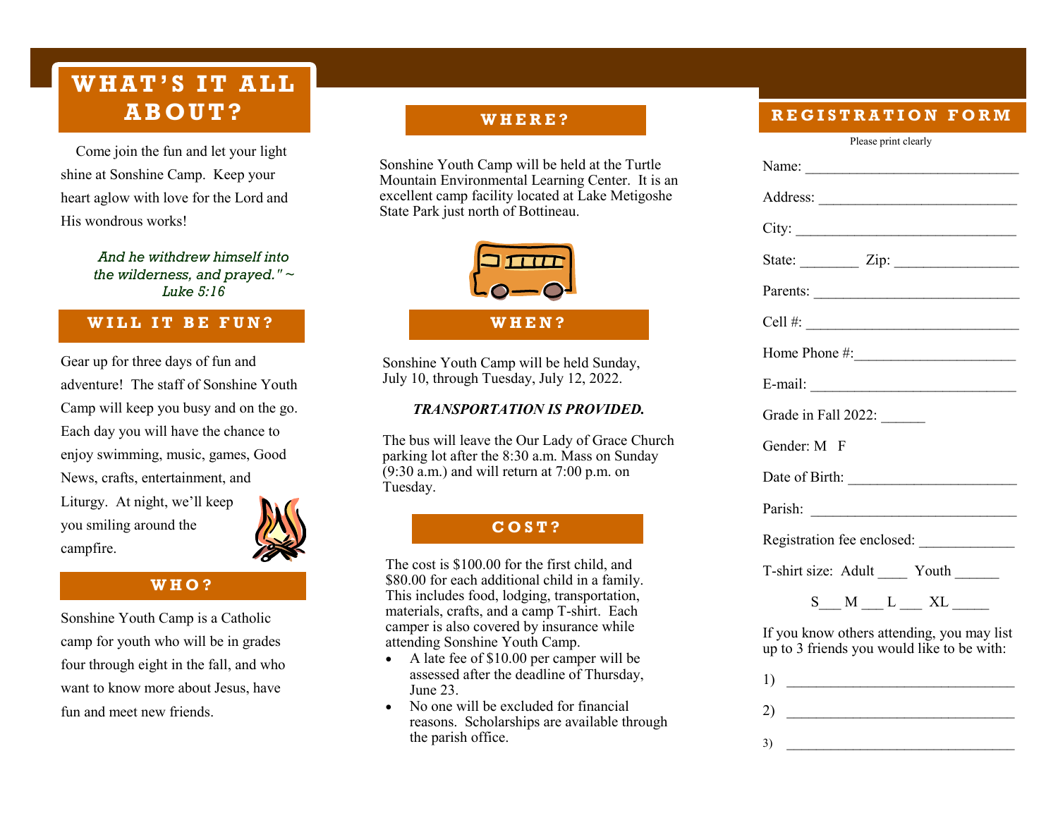## WHAT'S IT ALL ABOUT?

Come join the fun and let your light shine at Sonshine Camp. Keep your heart aglow with love for the Lord and His wondrous works!

*And he withdrew himself into the wilderness, and prayed." ~ Luke 5:16*

## WILL IT BE FUN?

Gear up for three days of fun and adventure! The staff of Sonshine Youth Camp will keep you busy and on the go. Each day you will have the chance to enjoy swimming, music, games, Good News, crafts, entertainment, and Liturgy. At night, we'll keep you smiling around the campfire.

## WHO?

Sonshine Youth Camp is a Catholic camp for youth who will be in grades four through eight in the fall, and who want to know more about Jesus, have fun and meet new friends.

## WHERE?

Sonshine Youth Camp will be held at the Turtle Mountain Environmental Learning Center. It is an excellent camp facility located at Lake Metigoshe State Park just north of Bottineau.

## WHEN?

Sonshine Youth Camp will be held Sunday, July 10, through Tuesday, July 12, 2022.

***TRANSPORTATION IS PROVIDED.***

The bus will leave the Our Lady of Grace Church parking lot after the 8:30 a.m. Mass on Sunday (9:30 a.m.) and will return at 7:00 p.m. on Tuesday.

## COST?

The cost is $100.00 for the first child, and $80.00 for each additional child in a family. This includes food, lodging, transportation, materials, crafts, and a camp T-shirt. Each camper is also covered by insurance while attending Sonshine Youth Camp.

- A late fee of $10.00 per camper will be assessed after the deadline of Thursday, June 23.
- No one will be excluded for financial reasons. Scholarships are available through the parish office.

## REGISTRATION FORM

Please print clearly

Name: ____________________________

Address: __________________________

City: _____________________________

State: ________ Zip: ________________

Parents: ___________________________

Cell #: ____________________________

Home Phone #:_____________________

E-mail: ____________________________

Grade in Fall 2022: ______

Gender: M F

Date of Birth: ______________________

Parish: ____________________________

Registration fee enclosed: ____________

T-shirt size: Adult ____ Youth ______

S___ M ___ L ___ XL _____

If you know others attending, you may list up to 3 friends you would like to be with:

1) ______________________________

2) ______________________________

3) ______________________________